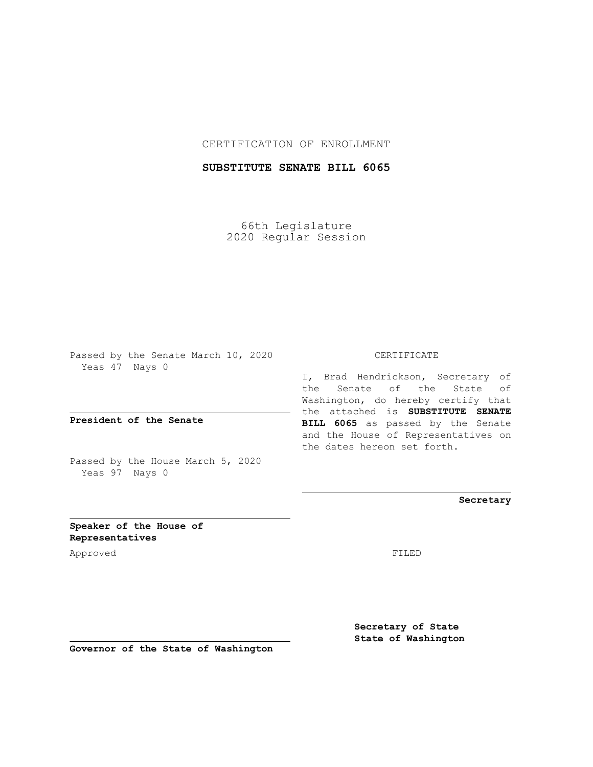CERTIFICATION OF ENROLLMENT

**SUBSTITUTE SENATE BILL 6065**

66th Legislature
2020 Regular Session

Passed by the Senate March 10, 2020
Yeas 47 Nays 0

**President of the Senate**

Passed by the House March 5, 2020
Yeas 97 Nays 0

**Speaker of the House of Representatives**

CERTIFICATE

I, Brad Hendrickson, Secretary of the Senate of the State of Washington, do hereby certify that the attached is **SUBSTITUTE SENATE BILL 6065** as passed by the Senate and the House of Representatives on the dates hereon set forth.

**Secretary**

Approved

FILED

**Governor of the State of Washington**

**Secretary of State**
**State of Washington**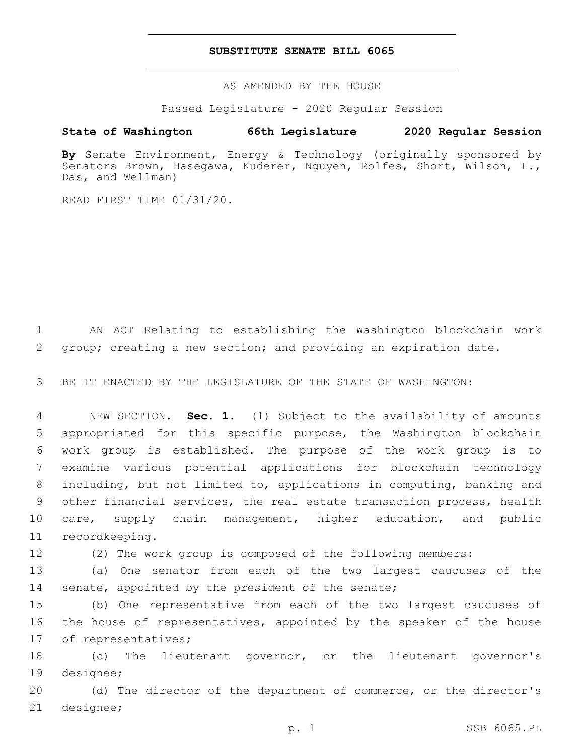# SUBSTITUTE SENATE BILL 6065

AS AMENDED BY THE HOUSE

Passed Legislature - 2020 Regular Session

**State of Washington 66th Legislature 2020 Regular Session**

**By** Senate Environment, Energy & Technology (originally sponsored by Senators Brown, Hasegawa, Kuderer, Nguyen, Rolfes, Short, Wilson, L., Das, and Wellman)

READ FIRST TIME 01/31/20.

AN ACT Relating to establishing the Washington blockchain work group; creating a new section; and providing an expiration date.

BE IT ENACTED BY THE LEGISLATURE OF THE STATE OF WASHINGTON:

NEW SECTION. **Sec. 1.** (1) Subject to the availability of amounts appropriated for this specific purpose, the Washington blockchain work group is established. The purpose of the work group is to examine various potential applications for blockchain technology including, but not limited to, applications in computing, banking and other financial services, the real estate transaction process, health care, supply chain management, higher education, and public recordkeeping.

(2) The work group is composed of the following members:

(a) One senator from each of the two largest caucuses of the senate, appointed by the president of the senate;

(b) One representative from each of the two largest caucuses of the house of representatives, appointed by the speaker of the house of representatives;

(c) The lieutenant governor, or the lieutenant governor's designee;

(d) The director of the department of commerce, or the director's designee;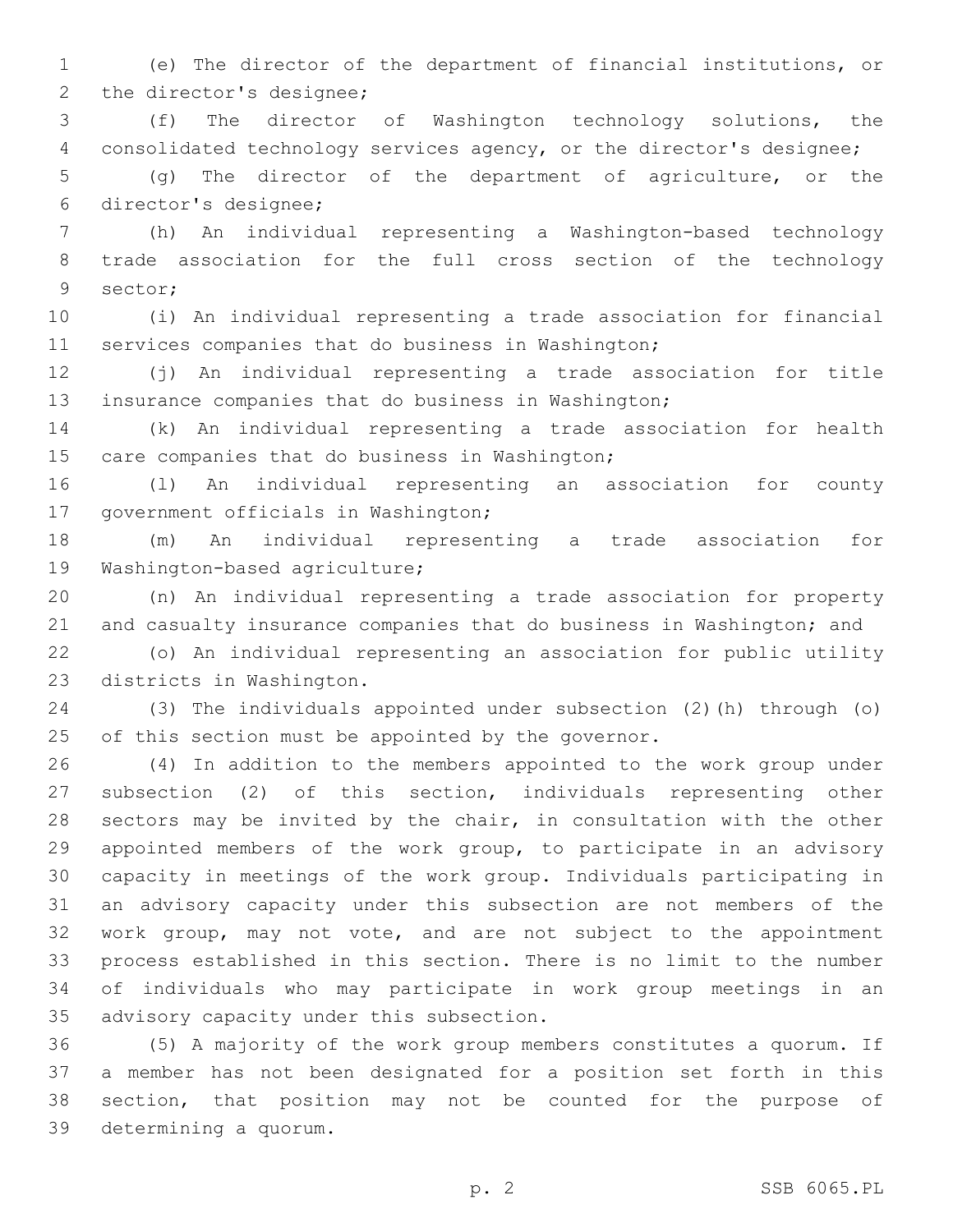(e) The director of the department of financial institutions, or the director's designee;

(f) The director of Washington technology solutions, the consolidated technology services agency, or the director's designee;

(g) The director of the department of agriculture, or the director's designee;

(h) An individual representing a Washington-based technology trade association for the full cross section of the technology sector;

(i) An individual representing a trade association for financial services companies that do business in Washington;

(j) An individual representing a trade association for title insurance companies that do business in Washington;

(k) An individual representing a trade association for health care companies that do business in Washington;

(l) An individual representing an association for county government officials in Washington;

(m) An individual representing a trade association for Washington-based agriculture;

(n) An individual representing a trade association for property and casualty insurance companies that do business in Washington; and

(o) An individual representing an association for public utility districts in Washington.

(3) The individuals appointed under subsection (2)(h) through (o) of this section must be appointed by the governor.

(4) In addition to the members appointed to the work group under subsection (2) of this section, individuals representing other sectors may be invited by the chair, in consultation with the other appointed members of the work group, to participate in an advisory capacity in meetings of the work group. Individuals participating in an advisory capacity under this subsection are not members of the work group, may not vote, and are not subject to the appointment process established in this section. There is no limit to the number of individuals who may participate in work group meetings in an advisory capacity under this subsection.

(5) A majority of the work group members constitutes a quorum. If a member has not been designated for a position set forth in this section, that position may not be counted for the purpose of determining a quorum.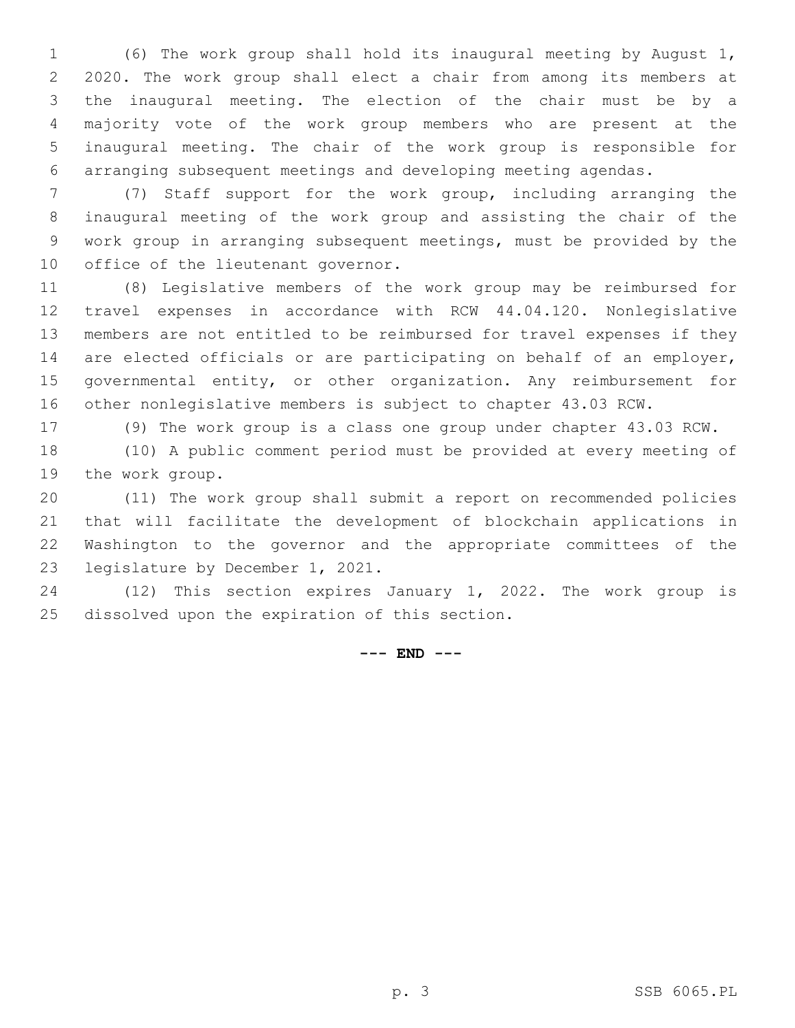(6) The work group shall hold its inaugural meeting by August 1, 2020. The work group shall elect a chair from among its members at the inaugural meeting. The election of the chair must be by a majority vote of the work group members who are present at the inaugural meeting. The chair of the work group is responsible for arranging subsequent meetings and developing meeting agendas.

(7) Staff support for the work group, including arranging the inaugural meeting of the work group and assisting the chair of the work group in arranging subsequent meetings, must be provided by the office of the lieutenant governor.

(8) Legislative members of the work group may be reimbursed for travel expenses in accordance with RCW 44.04.120. Nonlegislative members are not entitled to be reimbursed for travel expenses if they are elected officials or are participating on behalf of an employer, governmental entity, or other organization. Any reimbursement for other nonlegislative members is subject to chapter 43.03 RCW.

(9) The work group is a class one group under chapter 43.03 RCW.

(10) A public comment period must be provided at every meeting of the work group.

(11) The work group shall submit a report on recommended policies that will facilitate the development of blockchain applications in Washington to the governor and the appropriate committees of the legislature by December 1, 2021.

(12) This section expires January 1, 2022. The work group is dissolved upon the expiration of this section.

**--- END ---**